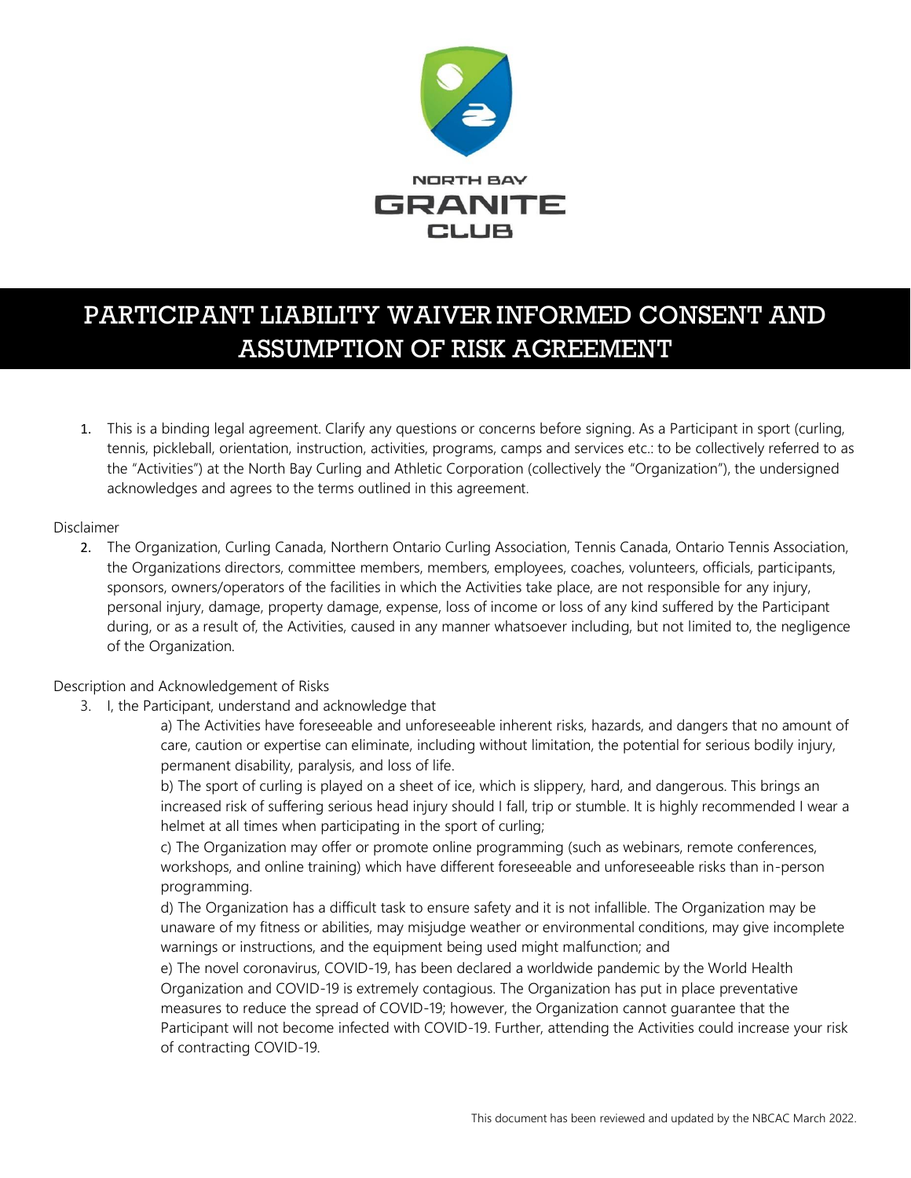NORTH BAY
GRANITE
CLUB

# PARTICIPANT LIABILITY WAIVER INFORMED CONSENT AND ASSUMPTION OF RISK AGREEMENT

1. This is a binding legal agreement. Clarify any questions or concerns before signing. As a Participant in sport (curling, tennis, pickleball, orientation, instruction, activities, programs, camps and services etc.: to be collectively referred to as the "Activities") at the North Bay Curling and Athletic Corporation (collectively the "Organization"), the undersigned acknowledges and agrees to the terms outlined in this agreement.

Disclaimer

2. The Organization, Curling Canada, Northern Ontario Curling Association, Tennis Canada, Ontario Tennis Association, the Organizations directors, committee members, members, employees, coaches, volunteers, officials, participants, sponsors, owners/operators of the facilities in which the Activities take place, are not responsible for any injury, personal injury, damage, property damage, expense, loss of income or loss of any kind suffered by the Participant during, or as a result of, the Activities, caused in any manner whatsoever including, but not limited to, the negligence of the Organization.

Description and Acknowledgement of Risks

3. I, the Participant, understand and acknowledge that

   a) The Activities have foreseeable and unforeseeable inherent risks, hazards, and dangers that no amount of care, caution or expertise can eliminate, including without limitation, the potential for serious bodily injury, permanent disability, paralysis, and loss of life.

   b) The sport of curling is played on a sheet of ice, which is slippery, hard, and dangerous. This brings an increased risk of suffering serious head injury should I fall, trip or stumble. It is highly recommended I wear a helmet at all times when participating in the sport of curling;

   c) The Organization may offer or promote online programming (such as webinars, remote conferences, workshops, and online training) which have different foreseeable and unforeseeable risks than in-person programming.

   d) The Organization has a difficult task to ensure safety and it is not infallible. The Organization may be unaware of my fitness or abilities, may misjudge weather or environmental conditions, may give incomplete warnings or instructions, and the equipment being used might malfunction; and

   e) The novel coronavirus, COVID-19, has been declared a worldwide pandemic by the World Health Organization and COVID-19 is extremely contagious. The Organization has put in place preventative measures to reduce the spread of COVID-19; however, the Organization cannot guarantee that the Participant will not become infected with COVID-19. Further, attending the Activities could increase your risk of contracting COVID-19.

This document has been reviewed and updated by the NBCAC March 2022.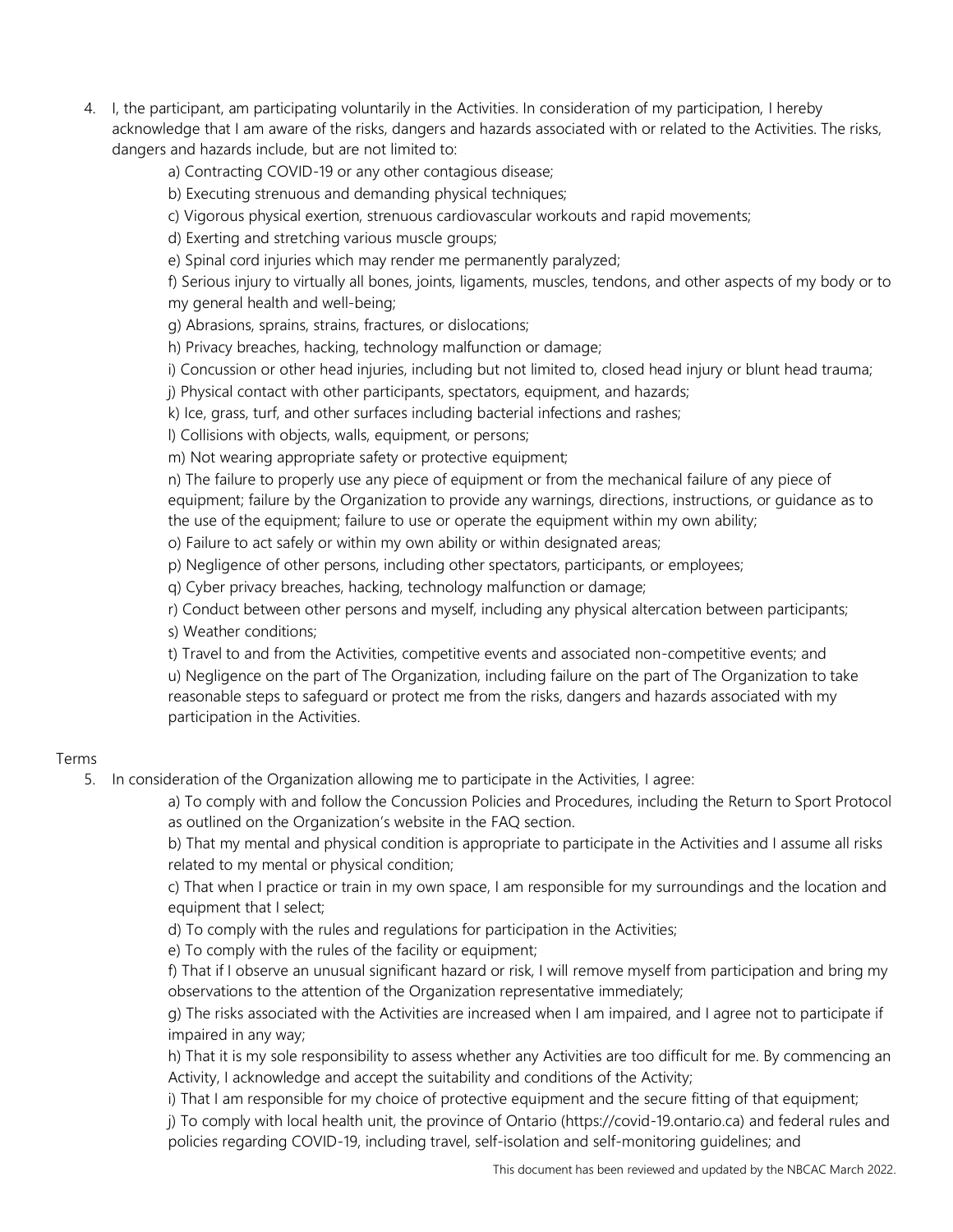4. I, the participant, am participating voluntarily in the Activities. In consideration of my participation, I hereby acknowledge that I am aware of the risks, dangers and hazards associated with or related to the Activities. The risks, dangers and hazards include, but are not limited to:

   a) Contracting COVID-19 or any other contagious disease;

   b) Executing strenuous and demanding physical techniques;

   c) Vigorous physical exertion, strenuous cardiovascular workouts and rapid movements;

   d) Exerting and stretching various muscle groups;

   e) Spinal cord injuries which may render me permanently paralyzed;

   f) Serious injury to virtually all bones, joints, ligaments, muscles, tendons, and other aspects of my body or to my general health and well-being;

   g) Abrasions, sprains, strains, fractures, or dislocations;

   h) Privacy breaches, hacking, technology malfunction or damage;

   i) Concussion or other head injuries, including but not limited to, closed head injury or blunt head trauma;

   j) Physical contact with other participants, spectators, equipment, and hazards;

   k) Ice, grass, turf, and other surfaces including bacterial infections and rashes;

   l) Collisions with objects, walls, equipment, or persons;

   m) Not wearing appropriate safety or protective equipment;

   n) The failure to properly use any piece of equipment or from the mechanical failure of any piece of equipment; failure by the Organization to provide any warnings, directions, instructions, or guidance as to the use of the equipment; failure to use or operate the equipment within my own ability;

   o) Failure to act safely or within my own ability or within designated areas;

   p) Negligence of other persons, including other spectators, participants, or employees;

   q) Cyber privacy breaches, hacking, technology malfunction or damage;

   r) Conduct between other persons and myself, including any physical altercation between participants;

   s) Weather conditions;

   t) Travel to and from the Activities, competitive events and associated non-competitive events; and

   u) Negligence on the part of The Organization, including failure on the part of The Organization to take reasonable steps to safeguard or protect me from the risks, dangers and hazards associated with my participation in the Activities.

Terms

5. In consideration of the Organization allowing me to participate in the Activities, I agree:

   a) To comply with and follow the Concussion Policies and Procedures, including the Return to Sport Protocol as outlined on the Organization's website in the FAQ section.

   b) That my mental and physical condition is appropriate to participate in the Activities and I assume all risks related to my mental or physical condition;

   c) That when I practice or train in my own space, I am responsible for my surroundings and the location and equipment that I select;

   d) To comply with the rules and regulations for participation in the Activities;

   e) To comply with the rules of the facility or equipment;

   f) That if I observe an unusual significant hazard or risk, I will remove myself from participation and bring my observations to the attention of the Organization representative immediately;

   g) The risks associated with the Activities are increased when I am impaired, and I agree not to participate if impaired in any way;

   h) That it is my sole responsibility to assess whether any Activities are too difficult for me. By commencing an Activity, I acknowledge and accept the suitability and conditions of the Activity;

   i) That I am responsible for my choice of protective equipment and the secure fitting of that equipment;

   j) To comply with local health unit, the province of Ontario (https://covid-19.ontario.ca) and federal rules and policies regarding COVID-19, including travel, self-isolation and self-monitoring guidelines; and

This document has been reviewed and updated by the NBCAC March 2022.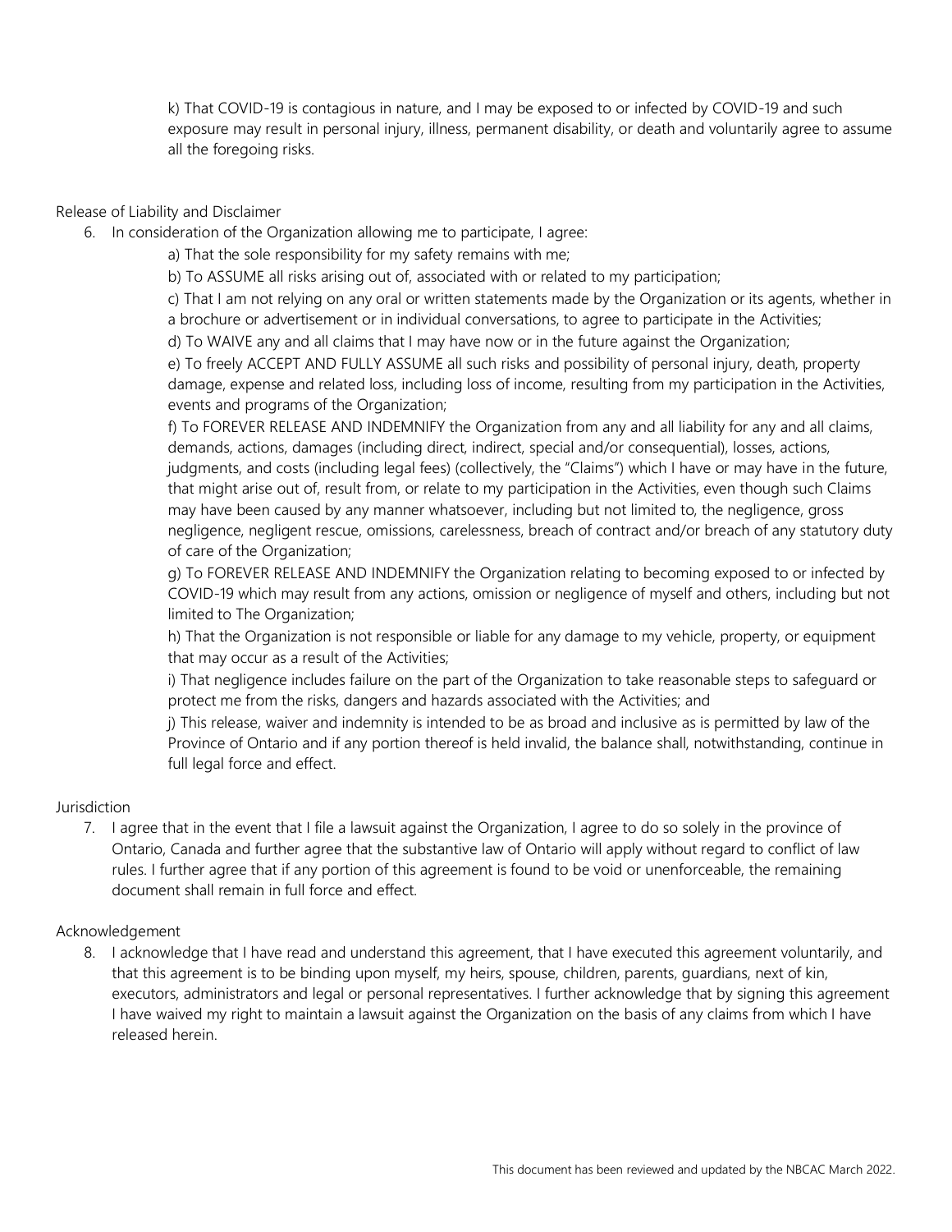k) That COVID-19 is contagious in nature, and I may be exposed to or infected by COVID-19 and such exposure may result in personal injury, illness, permanent disability, or death and voluntarily agree to assume all the foregoing risks.

Release of Liability and Disclaimer

6. In consideration of the Organization allowing me to participate, I agree:

   a) That the sole responsibility for my safety remains with me;

   b) To ASSUME all risks arising out of, associated with or related to my participation;

   c) That I am not relying on any oral or written statements made by the Organization or its agents, whether in a brochure or advertisement or in individual conversations, to agree to participate in the Activities;

   d) To WAIVE any and all claims that I may have now or in the future against the Organization;

   e) To freely ACCEPT AND FULLY ASSUME all such risks and possibility of personal injury, death, property damage, expense and related loss, including loss of income, resulting from my participation in the Activities, events and programs of the Organization;

   f) To FOREVER RELEASE AND INDEMNIFY the Organization from any and all liability for any and all claims, demands, actions, damages (including direct, indirect, special and/or consequential), losses, actions, judgments, and costs (including legal fees) (collectively, the "Claims") which I have or may have in the future, that might arise out of, result from, or relate to my participation in the Activities, even though such Claims may have been caused by any manner whatsoever, including but not limited to, the negligence, gross negligence, negligent rescue, omissions, carelessness, breach of contract and/or breach of any statutory duty of care of the Organization;

   g) To FOREVER RELEASE AND INDEMNIFY the Organization relating to becoming exposed to or infected by COVID-19 which may result from any actions, omission or negligence of myself and others, including but not limited to The Organization;

   h) That the Organization is not responsible or liable for any damage to my vehicle, property, or equipment that may occur as a result of the Activities;

   i) That negligence includes failure on the part of the Organization to take reasonable steps to safeguard or protect me from the risks, dangers and hazards associated with the Activities; and

   j) This release, waiver and indemnity is intended to be as broad and inclusive as is permitted by law of the Province of Ontario and if any portion thereof is held invalid, the balance shall, notwithstanding, continue in full legal force and effect.

Jurisdiction

7. I agree that in the event that I file a lawsuit against the Organization, I agree to do so solely in the province of Ontario, Canada and further agree that the substantive law of Ontario will apply without regard to conflict of law rules. I further agree that if any portion of this agreement is found to be void or unenforceable, the remaining document shall remain in full force and effect.

Acknowledgement

8. I acknowledge that I have read and understand this agreement, that I have executed this agreement voluntarily, and that this agreement is to be binding upon myself, my heirs, spouse, children, parents, guardians, next of kin, executors, administrators and legal or personal representatives. I further acknowledge that by signing this agreement I have waived my right to maintain a lawsuit against the Organization on the basis of any claims from which I have released herein.

This document has been reviewed and updated by the NBCAC March 2022.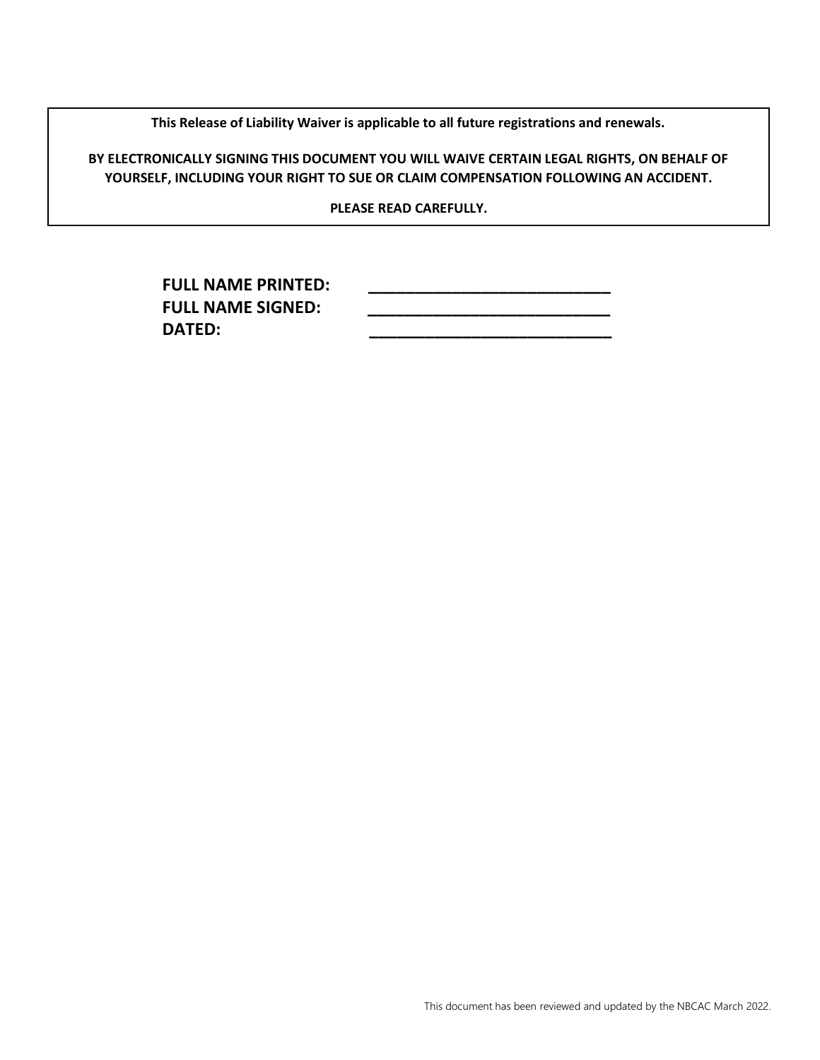**This Release of Liability Waiver is applicable to all future registrations and renewals.**

**BY ELECTRONICALLY SIGNING THIS DOCUMENT YOU WILL WAIVE CERTAIN LEGAL RIGHTS, ON BEHALF OF YOURSELF, INCLUDING YOUR RIGHT TO SUE OR CLAIM COMPENSATION FOLLOWING AN ACCIDENT.**

**PLEASE READ CAREFULLY.**

**FULL NAME PRINTED:** ___________________________

**FULL NAME SIGNED:** ___________________________

**DATED:** ___________________________

This document has been reviewed and updated by the NBCAC March 2022.